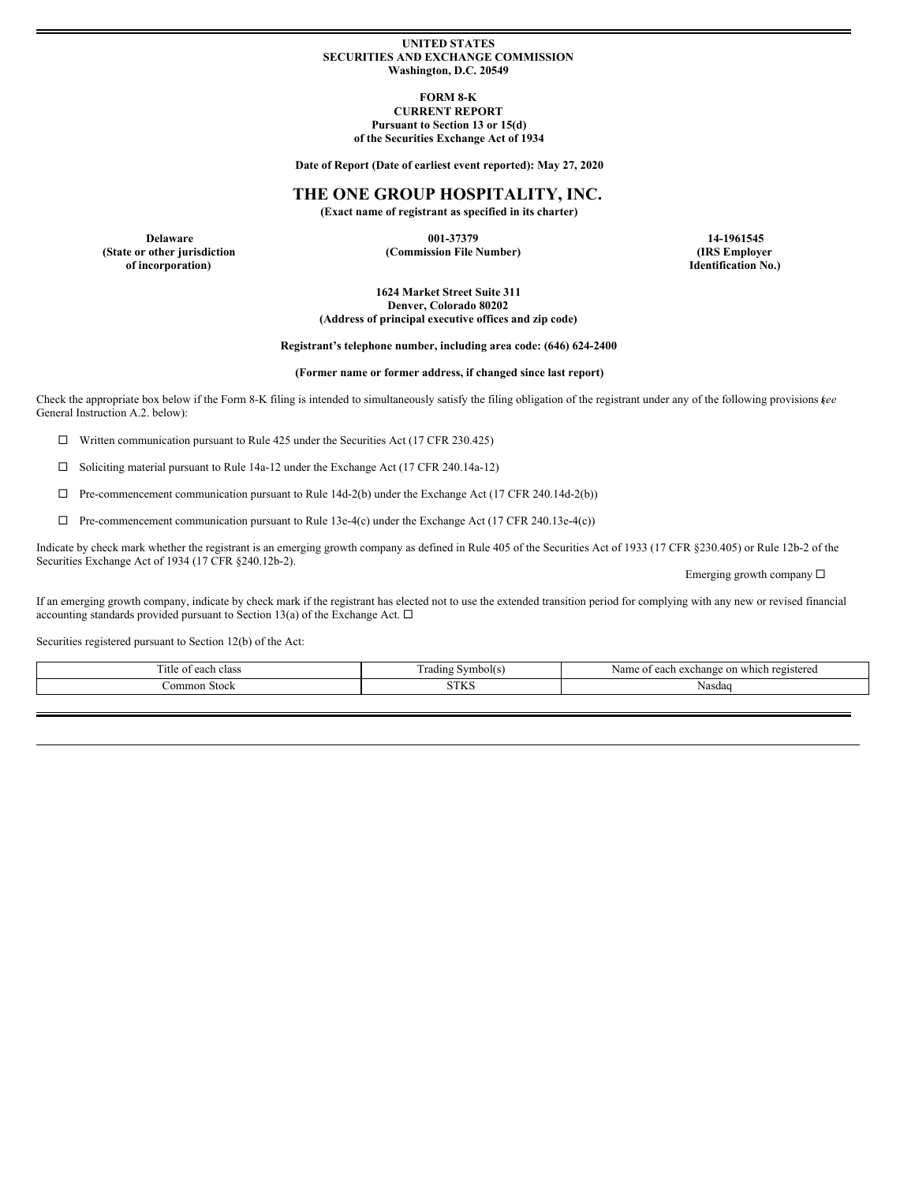**UNITED STATES**
**SECURITIES AND EXCHANGE COMMISSION**
**Washington, D.C. 20549**

**FORM 8-K**
**CURRENT REPORT**
**Pursuant to Section 13 or 15(d)**
**of the Securities Exchange Act of 1934**

**Date of Report (Date of earliest event reported): May 27, 2020**

# THE ONE GROUP HOSPITALITY, INC.

**(Exact name of registrant as specified in its charter)**

| Delaware | 001-37379 | 14-1961545 |
|---|---|---|
| (State or other jurisdiction of incorporation) | (Commission File Number) | (IRS Employer Identification No.) |

**1624 Market Street Suite 311**
**Denver, Colorado 80202**
**(Address of principal executive offices and zip code)**

**Registrant's telephone number, including area code: (646) 624-2400**

**(Former name or former address, if changed since last report)**

Check the appropriate box below if the Form 8-K filing is intended to simultaneously satisfy the filing obligation of the registrant under any of the following provisions (*see* General Instruction A.2. below):

☐ Written communication pursuant to Rule 425 under the Securities Act (17 CFR 230.425)

☐ Soliciting material pursuant to Rule 14a-12 under the Exchange Act (17 CFR 240.14a-12)

☐ Pre-commencement communication pursuant to Rule 14d-2(b) under the Exchange Act (17 CFR 240.14d-2(b))

☐ Pre-commencement communication pursuant to Rule 13e-4(c) under the Exchange Act (17 CFR 240.13e-4(c))

Indicate by check mark whether the registrant is an emerging growth company as defined in Rule 405 of the Securities Act of 1933 (17 CFR §230.405) or Rule 12b-2 of the Securities Exchange Act of 1934 (17 CFR §240.12b-2).

Emerging growth company ☐

If an emerging growth company, indicate by check mark if the registrant has elected not to use the extended transition period for complying with any new or revised financial accounting standards provided pursuant to Section 13(a) of the Exchange Act. ☐

Securities registered pursuant to Section 12(b) of the Act:

| Title of each class | Trading Symbol(s) | Name of each exchange on which registered |
|---|---|---|
| Common Stock | STKS | Nasdaq |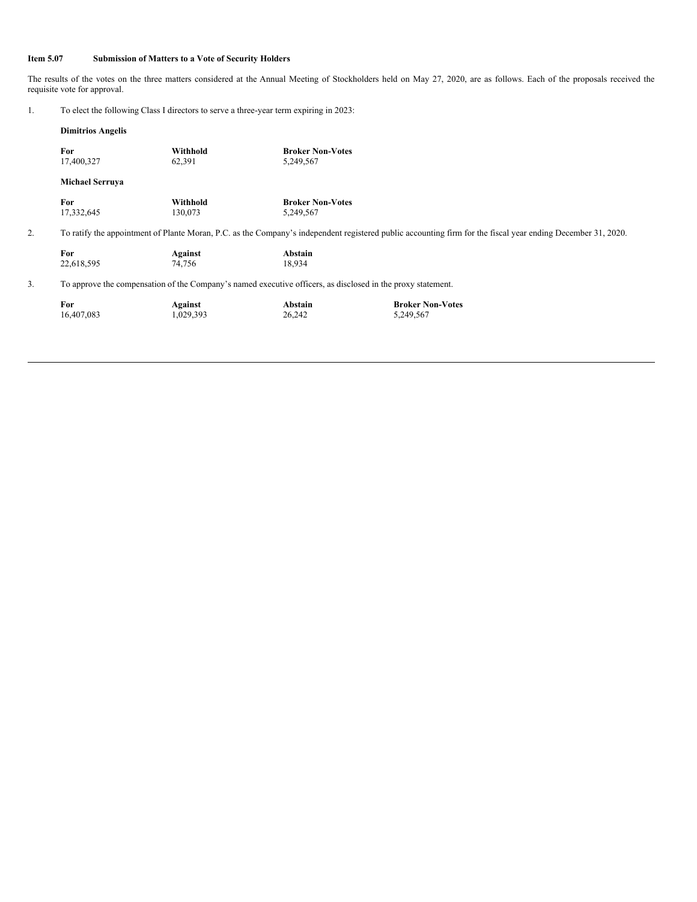**Item 5.07 Submission of Matters to a Vote of Security Holders**

The results of the votes on the three matters considered at the Annual Meeting of Stockholders held on May 27, 2020, are as follows. Each of the proposals received the requisite vote for approval.

1. To elect the following Class I directors to serve a three-year term expiring in 2023:

**Dimitrios Angelis**

| For | Withhold | Broker Non-Votes |
| --- | --- | --- |
| 17,400,327 | 62,391 | 5,249,567 |

**Michael Serruya**

| For | Withhold | Broker Non-Votes |
| --- | --- | --- |
| 17,332,645 | 130,073 | 5,249,567 |

2. To ratify the appointment of Plante Moran, P.C. as the Company's independent registered public accounting firm for the fiscal year ending December 31, 2020.

| For | Against | Abstain |
| --- | --- | --- |
| 22,618,595 | 74,756 | 18,934 |

3. To approve the compensation of the Company's named executive officers, as disclosed in the proxy statement.

| For | Against | Abstain | Broker Non-Votes |
| --- | --- | --- | --- |
| 16,407,083 | 1,029,393 | 26,242 | 5,249,567 |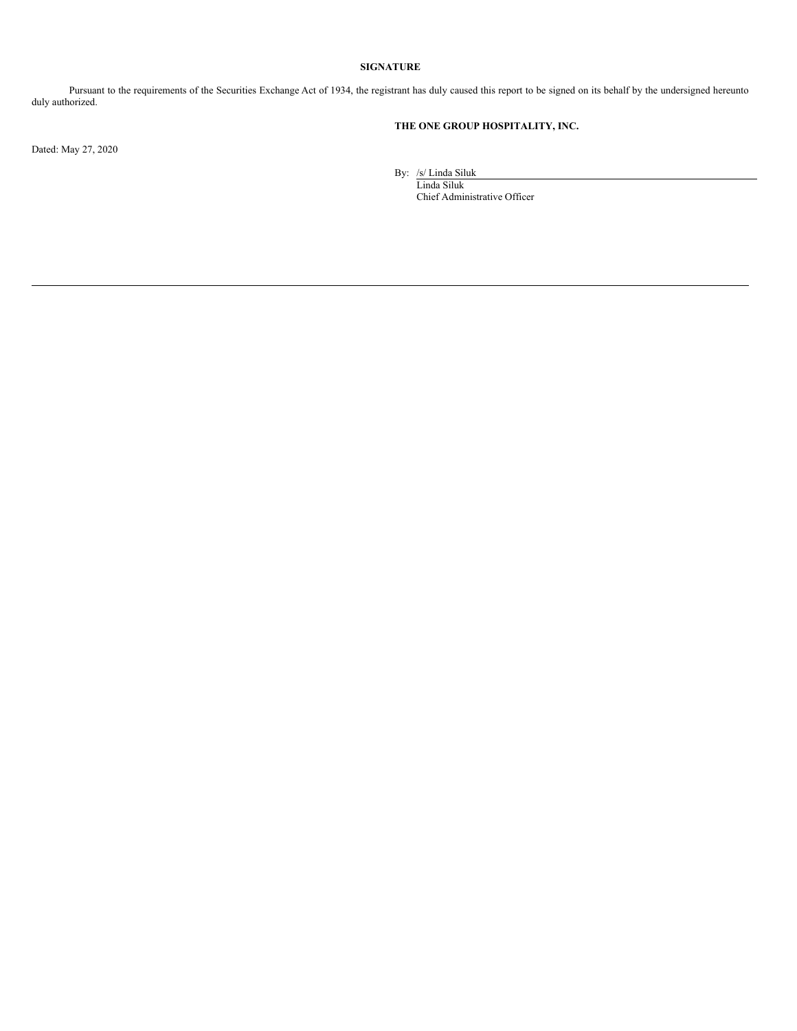**SIGNATURE**

Pursuant to the requirements of the Securities Exchange Act of 1934, the registrant has duly caused this report to be signed on its behalf by the undersigned hereunto duly authorized.

**THE ONE GROUP HOSPITALITY, INC.**

Dated: May 27, 2020

By: /s/ Linda Siluk
Linda Siluk
Chief Administrative Officer